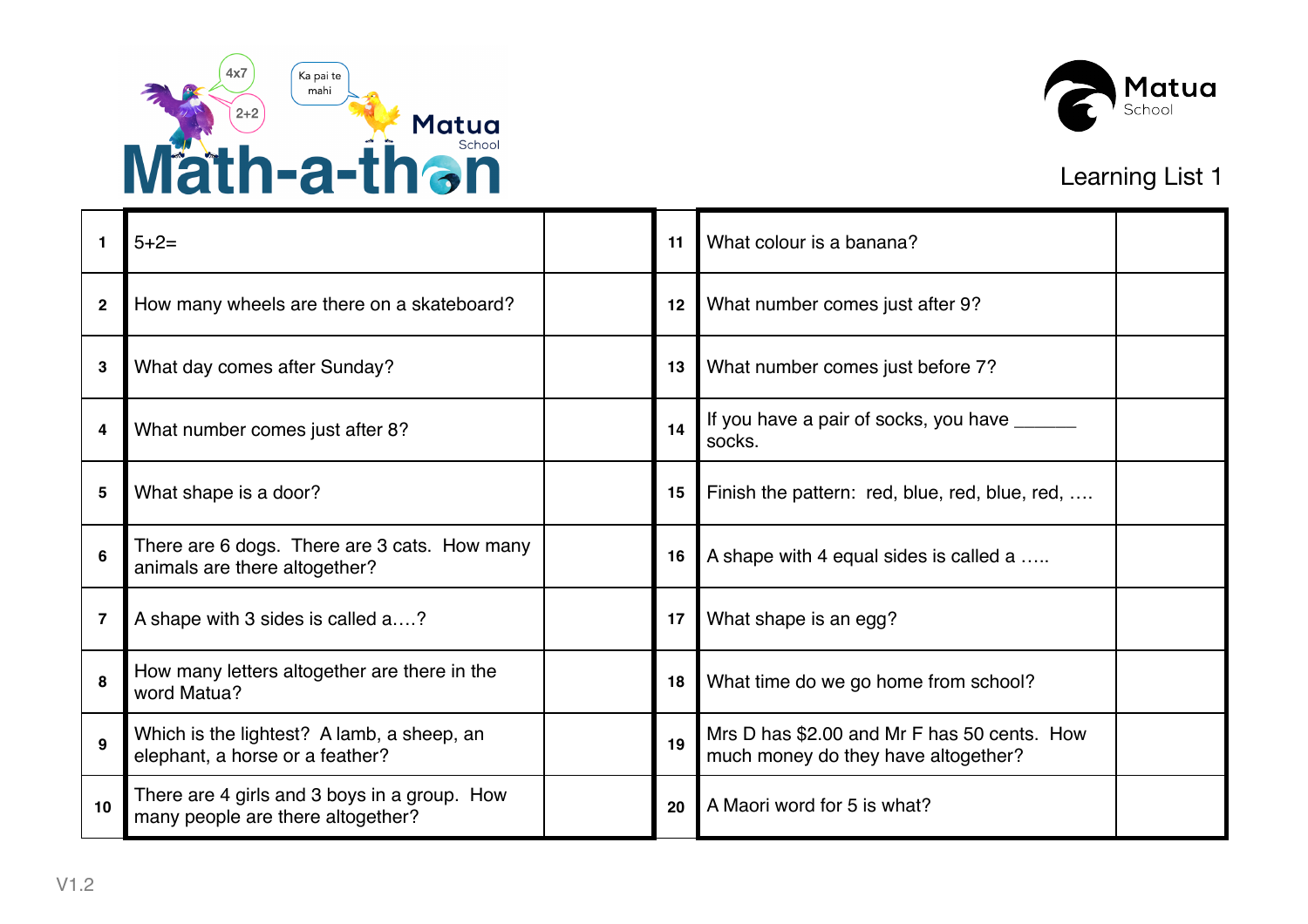# Math-a-thon

Matua School

## Learning List 1

| # | Question | Answer | # | Question | Answer |
|---|---|---|---|---|---|
| 1 | 5+2= | | 11 | What colour is a banana? | |
| 2 | How many wheels are there on a skateboard? | | 12 | What number comes just after 9? | |
| 3 | What day comes after Sunday? | | 13 | What number comes just before 7? | |
| 4 | What number comes just after 8? | | 14 | If you have a pair of socks, you have ______ socks. | |
| 5 | What shape is a door? | | 15 | Finish the pattern: red, blue, red, blue, red, …. | |
| 6 | There are 6 dogs. There are 3 cats. How many animals are there altogether? | | 16 | A shape with 4 equal sides is called a ….. | |
| 7 | A shape with 3 sides is called a….? | | 17 | What shape is an egg? | |
| 8 | How many letters altogether are there in the word Matua? | | 18 | What time do we go home from school? | |
| 9 | Which is the lightest? A lamb, a sheep, an elephant, a horse or a feather? | | 19 | Mrs D has $2.00 and Mr F has 50 cents. How much money do they have altogether? | |
| 10 | There are 4 girls and 3 boys in a group. How many people are there altogether? | | 20 | A Maori word for 5 is what? | |

V1.2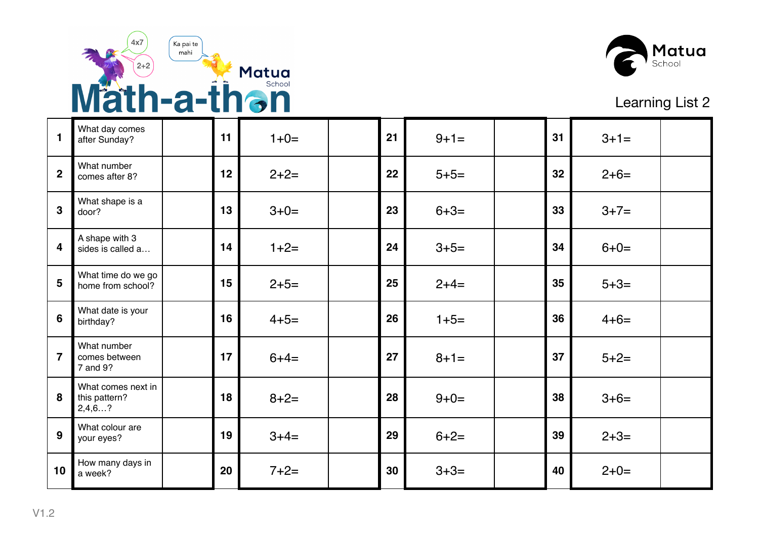# Math-a-thon

Matua School

Learning List 2

| | | | | | | | | | | |
|---|---|---|---|---|---|---|---|---|---|---|
| 1 | What day comes after Sunday? | | 11 | 1+0= | | 21 | 9+1= | | 31 | 3+1= |
| 2 | What number comes after 8? | | 12 | 2+2= | | 22 | 5+5= | | 32 | 2+6= |
| 3 | What shape is a door? | | 13 | 3+0= | | 23 | 6+3= | | 33 | 3+7= |
| 4 | A shape with 3 sides is called a… | | 14 | 1+2= | | 24 | 3+5= | | 34 | 6+0= |
| 5 | What time do we go home from school? | | 15 | 2+5= | | 25 | 2+4= | | 35 | 5+3= |
| 6 | What date is your birthday? | | 16 | 4+5= | | 26 | 1+5= | | 36 | 4+6= |
| 7 | What number comes between 7 and 9? | | 17 | 6+4= | | 27 | 8+1= | | 37 | 5+2= |
| 8 | What comes next in this pattern? 2,4,6…? | | 18 | 8+2= | | 28 | 9+0= | | 38 | 3+6= |
| 9 | What colour are your eyes? | | 19 | 3+4= | | 29 | 6+2= | | 39 | 2+3= |
| 10 | How many days in a week? | | 20 | 7+2= | | 30 | 3+3= | | 40 | 2+0= |

V1.2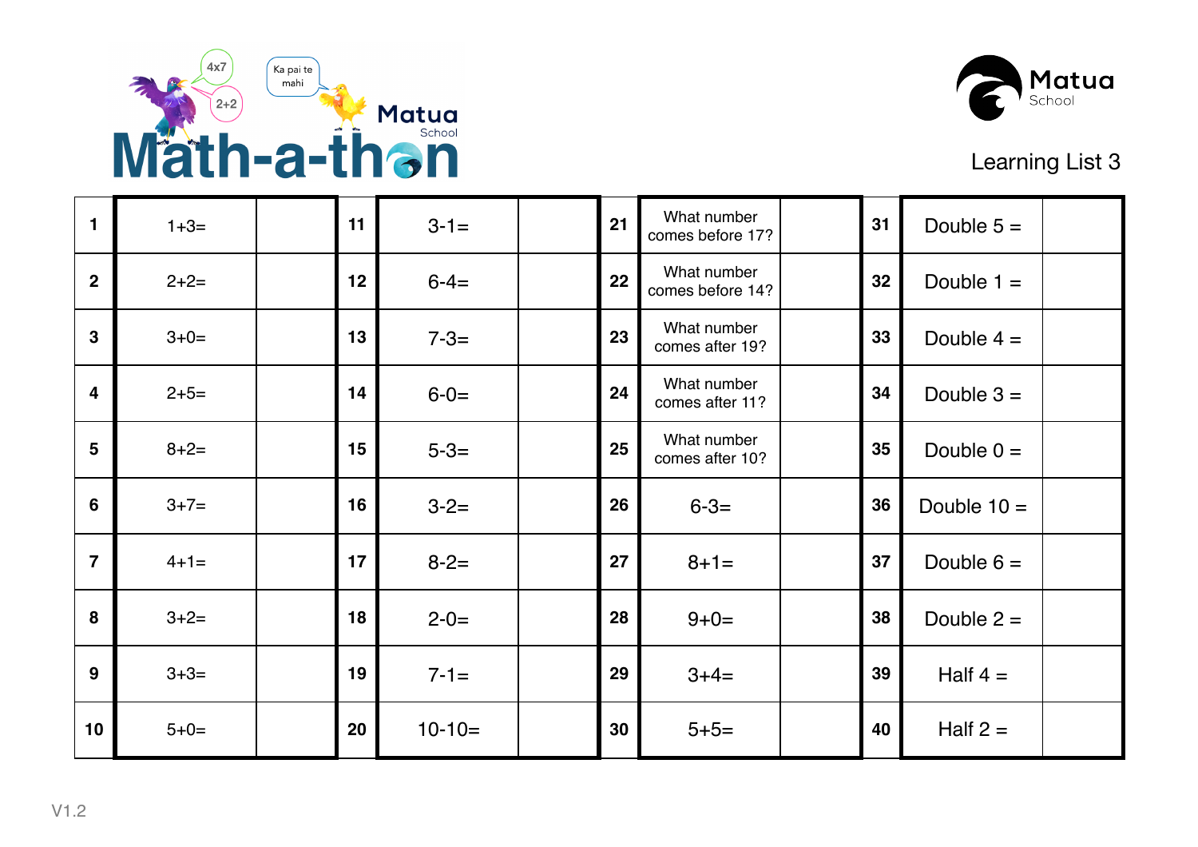# Math-a-thon

Matua School

Learning List 3

| # | Question | Answer | # | Question | Answer | # | Question | Answer | # | Question | Answer |
|---|---|---|---|---|---|---|---|---|---|---|---|
| 1 | 1+3= | | 11 | 3-1= | | 21 | What number comes before 17? | | 31 | Double 5 = | |
| 2 | 2+2= | | 12 | 6-4= | | 22 | What number comes before 14? | | 32 | Double 1 = | |
| 3 | 3+0= | | 13 | 7-3= | | 23 | What number comes after 19? | | 33 | Double 4 = | |
| 4 | 2+5= | | 14 | 6-0= | | 24 | What number comes after 11? | | 34 | Double 3 = | |
| 5 | 8+2= | | 15 | 5-3= | | 25 | What number comes after 10? | | 35 | Double 0 = | |
| 6 | 3+7= | | 16 | 3-2= | | 26 | 6-3= | | 36 | Double 10 = | |
| 7 | 4+1= | | 17 | 8-2= | | 27 | 8+1= | | 37 | Double 6 = | |
| 8 | 3+2= | | 18 | 2-0= | | 28 | 9+0= | | 38 | Double 2 = | |
| 9 | 3+3= | | 19 | 7-1= | | 29 | 3+4= | | 39 | Half 4 = | |
| 10 | 5+0= | | 20 | 10-10= | | 30 | 5+5= | | 40 | Half 2 = | |

V1.2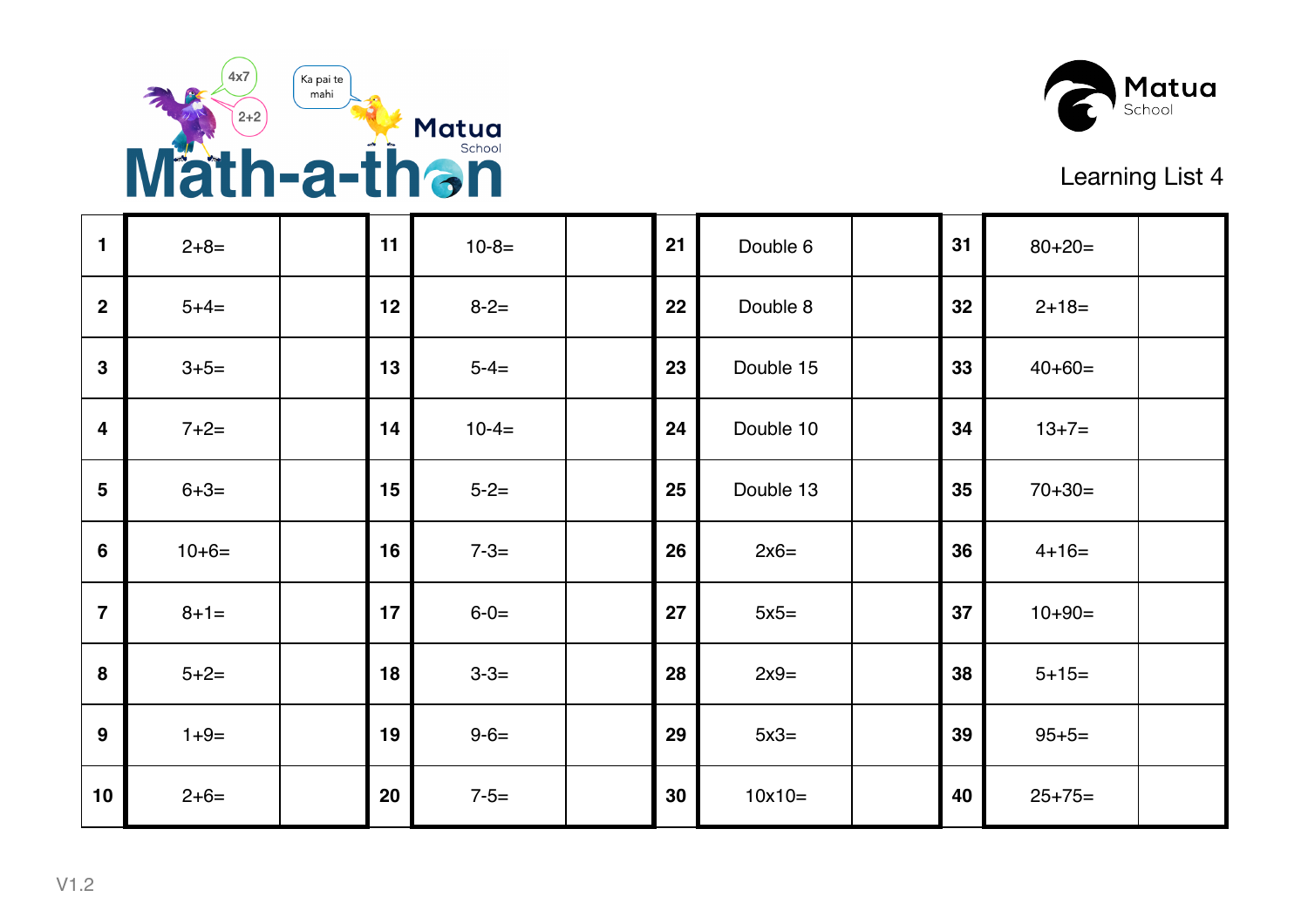# Math-a-thon

Matua School

## Learning List 4

| | | | | | | | | | | | |
|---|---|---|---|---|---|---|---|---|---|---|---|
| 1 | 2+8= | | 11 | 10-8= | | 21 | Double 6 | | 31 | 80+20= | |
| 2 | 5+4= | | 12 | 8-2= | | 22 | Double 8 | | 32 | 2+18= | |
| 3 | 3+5= | | 13 | 5-4= | | 23 | Double 15 | | 33 | 40+60= | |
| 4 | 7+2= | | 14 | 10-4= | | 24 | Double 10 | | 34 | 13+7= | |
| 5 | 6+3= | | 15 | 5-2= | | 25 | Double 13 | | 35 | 70+30= | |
| 6 | 10+6= | | 16 | 7-3= | | 26 | 2x6= | | 36 | 4+16= | |
| 7 | 8+1= | | 17 | 6-0= | | 27 | 5x5= | | 37 | 10+90= | |
| 8 | 5+2= | | 18 | 3-3= | | 28 | 2x9= | | 38 | 5+15= | |
| 9 | 1+9= | | 19 | 9-6= | | 29 | 5x3= | | 39 | 95+5= | |
| 10 | 2+6= | | 20 | 7-5= | | 30 | 10x10= | | 40 | 25+75= | |

V1.2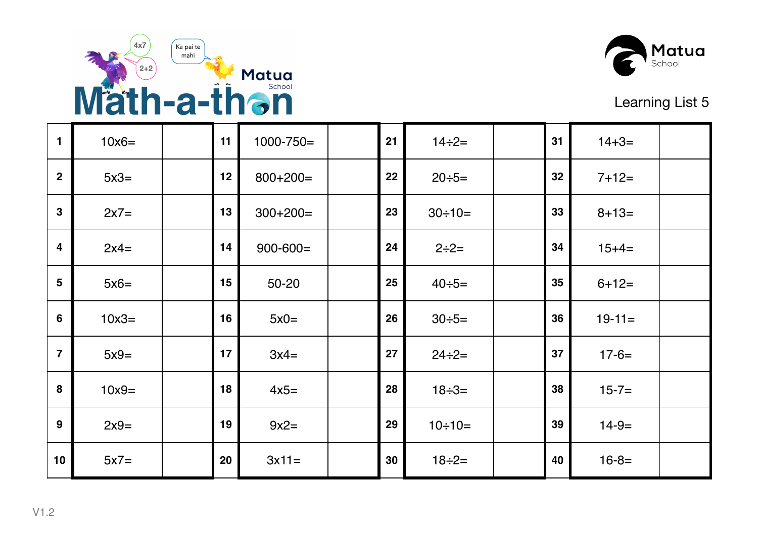# Math-a-thon

Matua School

Learning List 5

| | | | | | | | | | | | |
|---|---|---|---|---|---|---|---|---|---|---|---|
| 1 | 10x6= | | 11 | 1000-750= | | 21 | 14÷2= | | 31 | 14+3= | |
| 2 | 5x3= | | 12 | 800+200= | | 22 | 20÷5= | | 32 | 7+12= | |
| 3 | 2x7= | | 13 | 300+200= | | 23 | 30÷10= | | 33 | 8+13= | |
| 4 | 2x4= | | 14 | 900-600= | | 24 | 2÷2= | | 34 | 15+4= | |
| 5 | 5x6= | | 15 | 50-20 | | 25 | 40÷5= | | 35 | 6+12= | |
| 6 | 10x3= | | 16 | 5x0= | | 26 | 30÷5= | | 36 | 19-11= | |
| 7 | 5x9= | | 17 | 3x4= | | 27 | 24÷2= | | 37 | 17-6= | |
| 8 | 10x9= | | 18 | 4x5= | | 28 | 18÷3= | | 38 | 15-7= | |
| 9 | 2x9= | | 19 | 9x2= | | 29 | 10÷10= | | 39 | 14-9= | |
| 10 | 5x7= | | 20 | 3x11= | | 30 | 18÷2= | | 40 | 16-8= | |

V1.2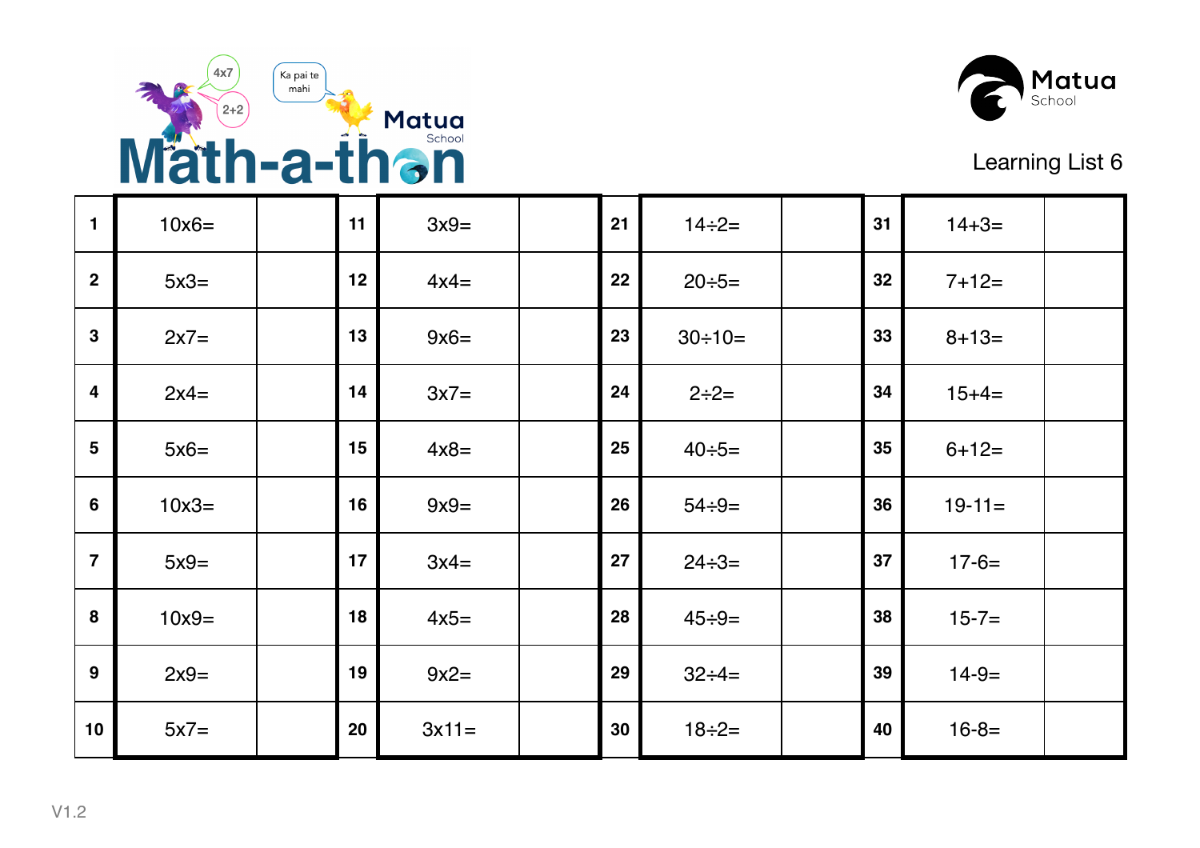# Matua School Math-a-thon

**Matua School**

## Learning List 6

| | | | | | | | | | | | |
|---|---|---|---|---|---|---|---|---|---|---|---|
| **1** | 10x6= | | **11** | 3x9= | | **21** | 14÷2= | | **31** | 14+3= | |
| **2** | 5x3= | | **12** | 4x4= | | **22** | 20÷5= | | **32** | 7+12= | |
| **3** | 2x7= | | **13** | 9x6= | | **23** | 30÷10= | | **33** | 8+13= | |
| **4** | 2x4= | | **14** | 3x7= | | **24** | 2÷2= | | **34** | 15+4= | |
| **5** | 5x6= | | **15** | 4x8= | | **25** | 40÷5= | | **35** | 6+12= | |
| **6** | 10x3= | | **16** | 9x9= | | **26** | 54÷9= | | **36** | 19-11= | |
| **7** | 5x9= | | **17** | 3x4= | | **27** | 24÷3= | | **37** | 17-6= | |
| **8** | 10x9= | | **18** | 4x5= | | **28** | 45÷9= | | **38** | 15-7= | |
| **9** | 2x9= | | **19** | 9x2= | | **29** | 32÷4= | | **39** | 14-9= | |
| **10** | 5x7= | | **20** | 3x11= | | **30** | 18÷2= | | **40** | 16-8= | |

V1.2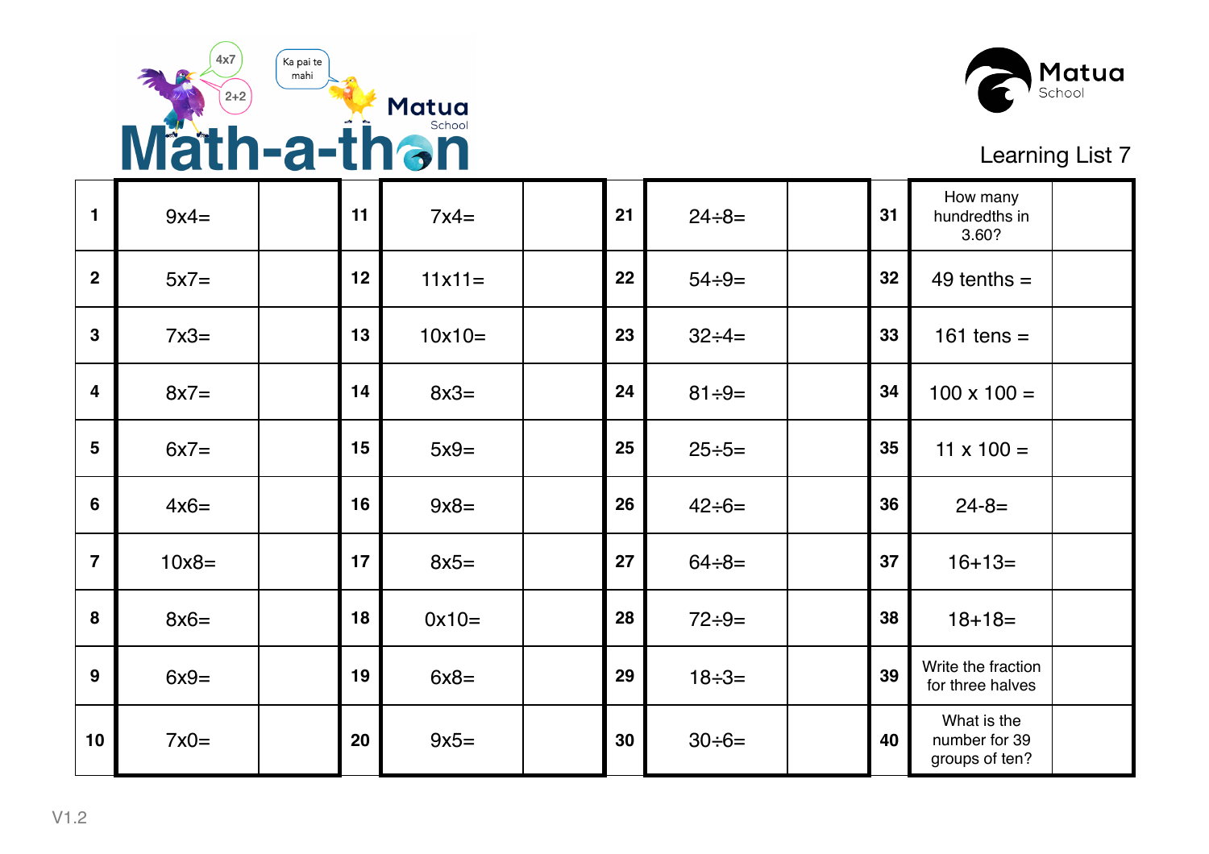# Math-a-thon

Matua School

Learning List 7

| # | Question | Answer | # | Question | Answer | # | Question | Answer | # | Question | Answer |
|---|---|---|---|---|---|---|---|---|---|---|---|
| 1 | 9x4= | | 11 | 7x4= | | 21 | 24÷8= | | 31 | How many hundredths in 3.60? | |
| 2 | 5x7= | | 12 | 11x11= | | 22 | 54÷9= | | 32 | 49 tenths = | |
| 3 | 7x3= | | 13 | 10x10= | | 23 | 32÷4= | | 33 | 161 tens = | |
| 4 | 8x7= | | 14 | 8x3= | | 24 | 81÷9= | | 34 | 100 x 100 = | |
| 5 | 6x7= | | 15 | 5x9= | | 25 | 25÷5= | | 35 | 11 x 100 = | |
| 6 | 4x6= | | 16 | 9x8= | | 26 | 42÷6= | | 36 | 24-8= | |
| 7 | 10x8= | | 17 | 8x5= | | 27 | 64÷8= | | 37 | 16+13= | |
| 8 | 8x6= | | 18 | 0x10= | | 28 | 72÷9= | | 38 | 18+18= | |
| 9 | 6x9= | | 19 | 6x8= | | 29 | 18÷3= | | 39 | Write the fraction for three halves | |
| 10 | 7x0= | | 20 | 9x5= | | 30 | 30÷6= | | 40 | What is the number for 39 groups of ten? | |

V1.2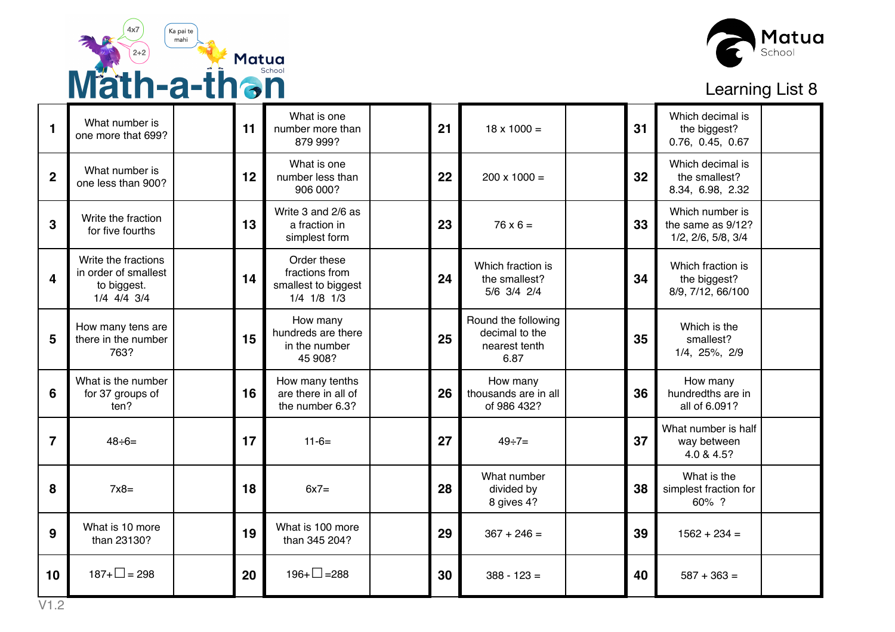# Math-a-thon

Matua School

Learning List 8

| # | Question | Answer | # | Question | Answer | # | Question | Answer | # | Question | Answer |
|---|---|---|---|---|---|---|---|---|---|---|---|
| 1 | What number is one more that 699? | | 11 | What is one number more than 879 999? | | 21 | 18 x 1000 = | | 31 | Which decimal is the biggest? 0.76, 0.45, 0.67 | |
| 2 | What number is one less than 900? | | 12 | What is one number less than 906 000? | | 22 | 200 x 1000 = | | 32 | Which decimal is the smallest? 8.34, 6.98, 2.32 | |
| 3 | Write the fraction for five fourths | | 13 | Write 3 and 2/6 as a fraction in simplest form | | 23 | 76 x 6 = | | 33 | Which number is the same as 9/12? 1/2, 2/6, 5/8, 3/4 | |
| 4 | Write the fractions in order of smallest to biggest. 1/4 4/4 3/4 | | 14 | Order these fractions from smallest to biggest 1/4 1/8 1/3 | | 24 | Which fraction is the smallest? 5/6 3/4 2/4 | | 34 | Which fraction is the biggest? 8/9, 7/12, 66/100 | |
| 5 | How many tens are there in the number 763? | | 15 | How many hundreds are there in the number 45 908? | | 25 | Round the following decimal to the nearest tenth 6.87 | | 35 | Which is the smallest? 1/4, 25%, 2/9 | |
| 6 | What is the number for 37 groups of ten? | | 16 | How many tenths are there in all of the number 6.3? | | 26 | How many thousands are in all of 986 432? | | 36 | How many hundredths are in all of 6.091? | |
| 7 | 48÷6= | | 17 | 11-6= | | 27 | 49÷7= | | 37 | What number is half way between 4.0 & 4.5? | |
| 8 | 7x8= | | 18 | 6x7= | | 28 | What number divided by 8 gives 4? | | 38 | What is the simplest fraction for 60% ? | |
| 9 | What is 10 more than 23130? | | 19 | What is 100 more than 345 204? | | 29 | 367 + 246 = | | 39 | 1562 + 234 = | |
| 10 | 187+☐ = 298 | | 20 | 196+☐ =288 | | 30 | 388 - 123 = | | 40 | 587 + 363 = | |

V1.2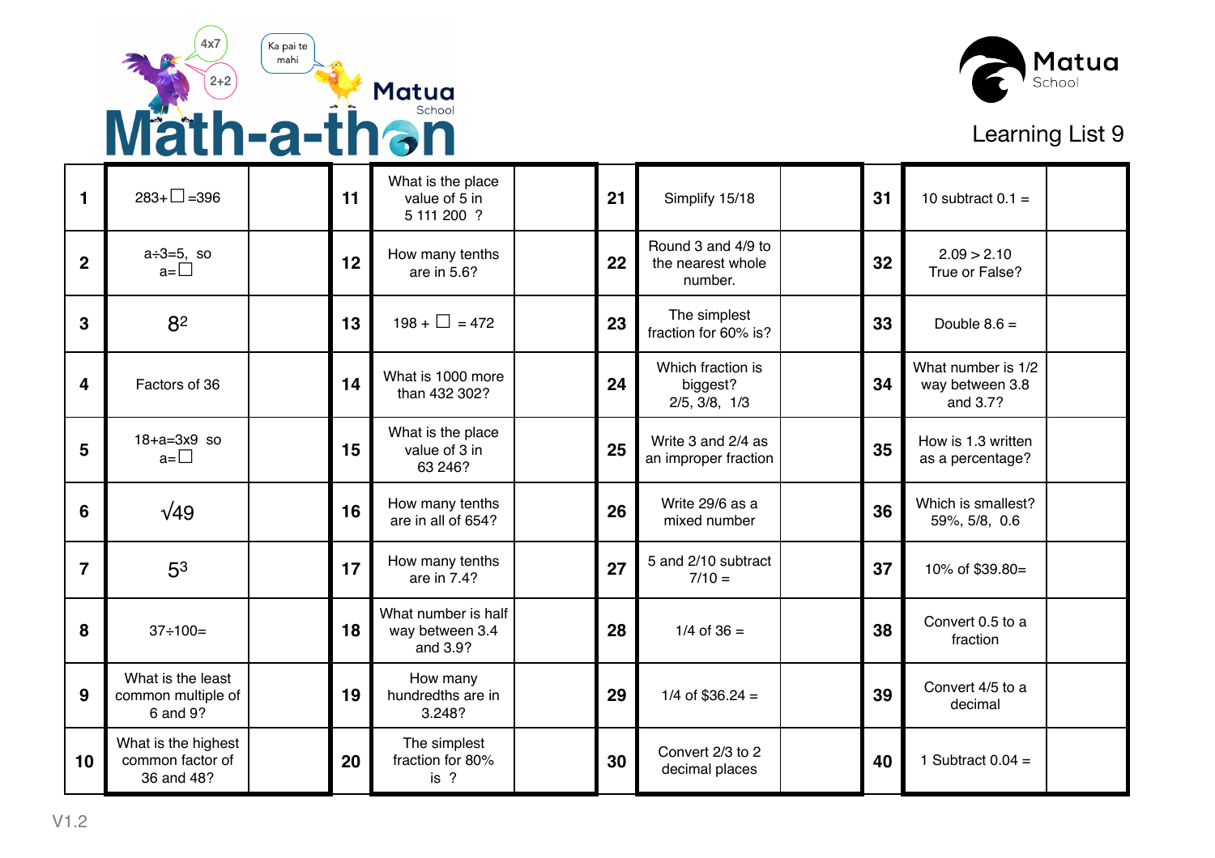# Math-a-thon

Matua School

## Learning List 9

| | | | | | | | | | | | |
|---|---|---|---|---|---|---|---|---|---|---|---|
| 1 | 283+☐=396 | | 11 | What is the place value of 5 in 5 111 200 ? | | 21 | Simplify 15/18 | | 31 | 10 subtract 0.1 = | |
| 2 | a÷3=5, so a=☐ | | 12 | How many tenths are in 5.6? | | 22 | Round 3 and 4/9 to the nearest whole number. | | 32 | 2.09 > 2.10 True or False? | |
| 3 | $8^2$ | | 13 | 198 + ☐ = 472 | | 23 | The simplest fraction for 60% is? | | 33 | Double 8.6 = | |
| 4 | Factors of 36 | | 14 | What is 1000 more than 432 302? | | 24 | Which fraction is biggest? 2/5, 3/8, 1/3 | | 34 | What number is 1/2 way between 3.8 and 3.7? | |
| 5 | 18+a=3x9 so a=☐ | | 15 | What is the place value of 3 in 63 246? | | 25 | Write 3 and 2/4 as an improper fraction | | 35 | How is 1.3 written as a percentage? | |
| 6 | $\sqrt{49}$ | | 16 | How many tenths are in all of 654? | | 26 | Write 29/6 as a mixed number | | 36 | Which is smallest? 59%, 5/8, 0.6 | |
| 7 | $5^3$ | | 17 | How many tenths are in 7.4? | | 27 | 5 and 2/10 subtract 7/10 = | | 37 | 10% of $39.80= | |
| 8 | 37÷100= | | 18 | What number is half way between 3.4 and 3.9? | | 28 | 1/4 of 36 = | | 38 | Convert 0.5 to a fraction | |
| 9 | What is the least common multiple of 6 and 9? | | 19 | How many hundredths are in 3.248? | | 29 | 1/4 of $36.24 = | | 39 | Convert 4/5 to a decimal | |
| 10 | What is the highest common factor of 36 and 48? | | 20 | The simplest fraction for 80% is ? | | 30 | Convert 2/3 to 2 decimal places | | 40 | 1 Subtract 0.04 = | |

V1.2